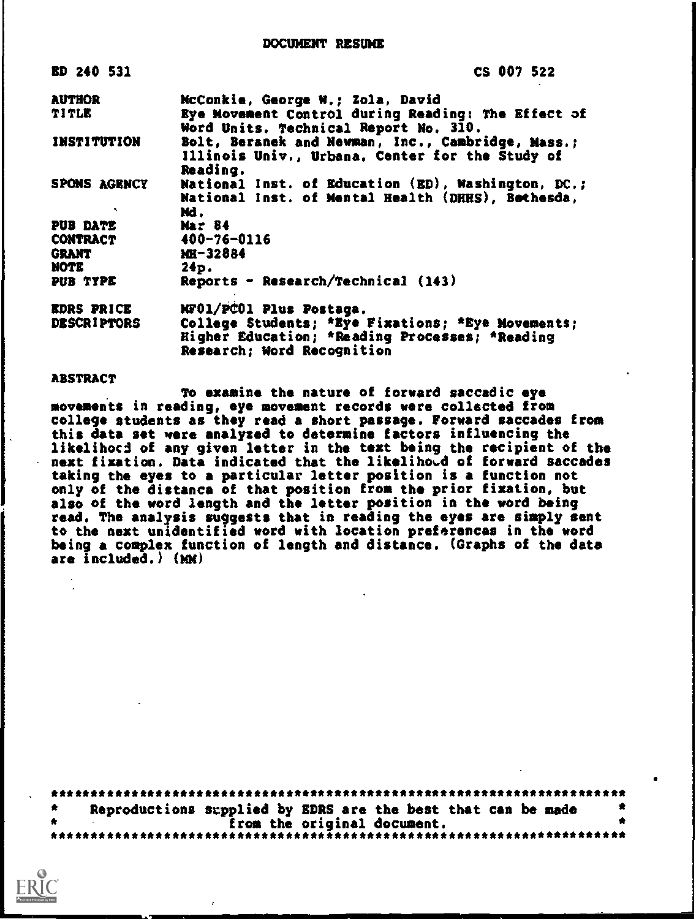# DOCUMENT RESUME

| | |
|---|---|
| ED 240 531 | CS 007 522 |
| AUTHOR | McConkie, George W.; Zola, David |
| TITLE | Eye Movement Control during Reading: The Effect of Word Units. Technical Report No. 310. |
| INSTITUTION | Bolt, Beranek and Newman, Inc., Cambridge, Mass.; Illinois Univ., Urbana. Center for the Study of Reading. |
| SPONS AGENCY | National Inst. of Education (ED), Washington, DC.; National Inst. of Mental Health (DHHS), Bethesda, Md. |
| PUB DATE | Mar 84 |
| CONTRACT | 400-76-0116 |
| GRANT | MH-32884 |
| NOTE | 24p. |
| PUB TYPE | Reports - Research/Technical (143) |
| EDRS PRICE | MF01/PC01 Plus Postage. |
| DESCRIPTORS | College Students; *Eye Fixations; *Eye Movements; Higher Education; *Reading Processes; *Reading Research; Word Recognition |

## ABSTRACT

To examine the nature of forward saccadic eye movements in reading, eye movement records were collected from college students as they read a short passage. Forward saccades from this data set were analyzed to determine factors influencing the likelihood of any given letter in the text being the recipient of the next fixation. Data indicated that the likelihood of forward saccades taking the eyes to a particular letter position is a function not only of the distance of that position from the prior fixation, but also of the word length and the letter position in the word being read. The analysis suggests that in reading the eyes are simply sent to the next unidentified word with location preferences in the word being a complex function of length and distance. (Graphs of the data are included.) (MM)

***********************************************************************
* Reproductions supplied by EDRS are the best that can be made *
* from the original document. *
***********************************************************************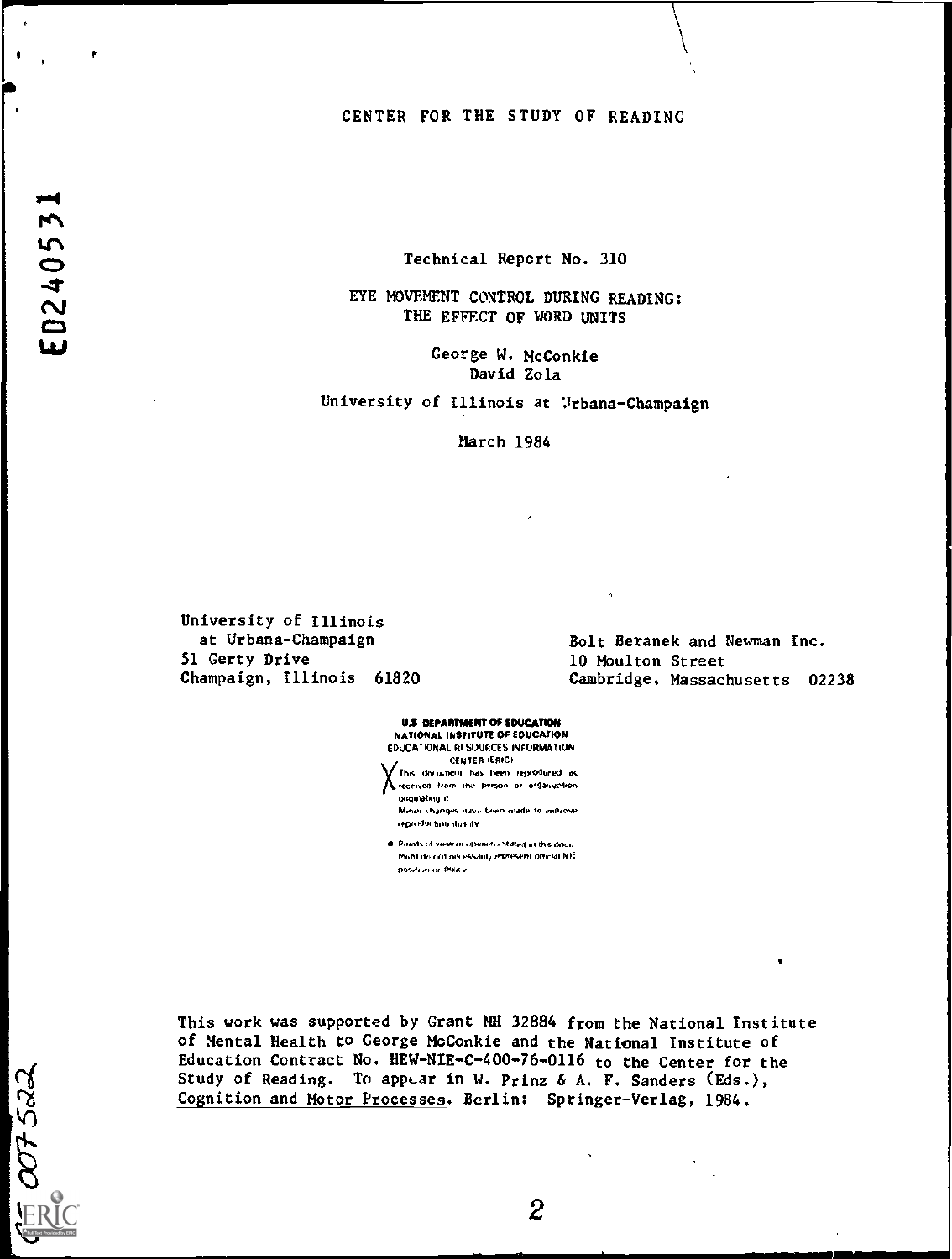CENTER FOR THE STUDY OF READING

Technical Report No. 310

EYE MOVEMENT CONTROL DURING READING:
THE EFFECT OF WORD UNITS

George W. McConkie
David Zola

University of Illinois at Urbana-Champaign

March 1984

University of Illinois
at Urbana-Champaign
51 Gerty Drive
Champaign, Illinois 61820

Bolt Beranek and Newman Inc.
10 Moulton Street
Cambridge, Massachusetts 02238

U.S. DEPARTMENT OF EDUCATION
NATIONAL INSTITUTE OF EDUCATION
EDUCATIONAL RESOURCES INFORMATION
CENTER (ERIC)

X This document has been reproduced as received from the person or organization originating it.
Minor changes have been made to improve reproduction quality.

- Points of view or opinions stated in this document do not necessarily represent official NIE position or policy.

This work was supported by Grant MH 32884 from the National Institute of Mental Health to George McConkie and the National Institute of Education Contract No. HEW-NIE-C-400-76-0116 to the Center for the Study of Reading. To appear in W. Prinz & A. F. Sanders (Eds.), Cognition and Motor Processes. Berlin: Springer-Verlag, 1984.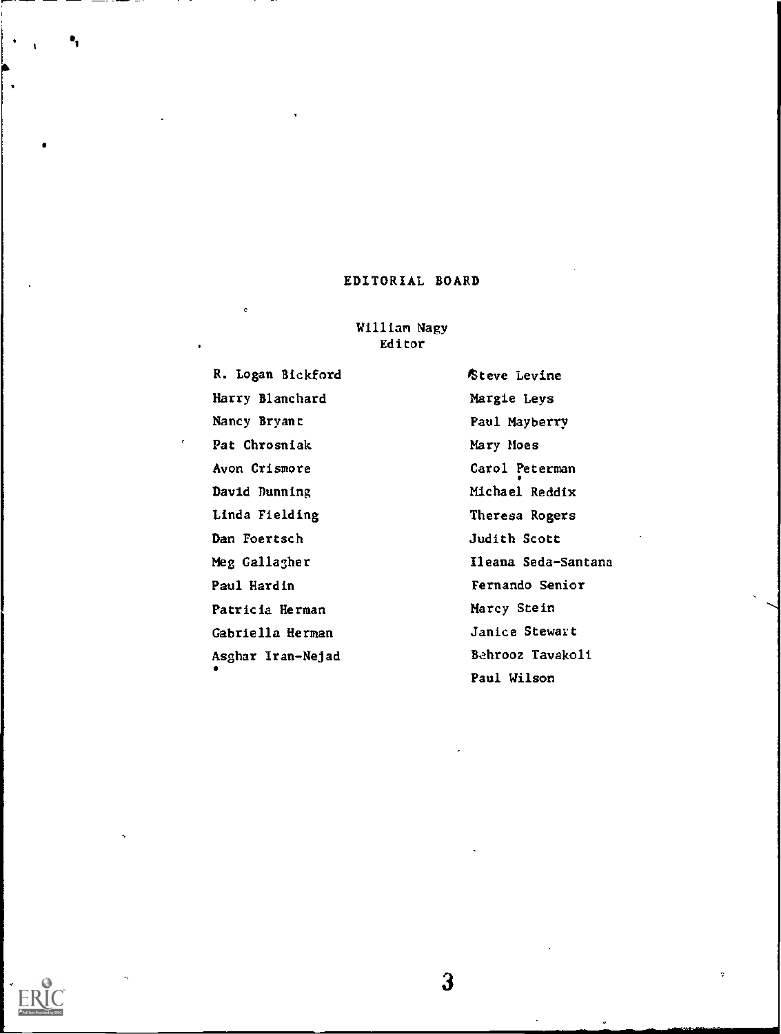# EDITORIAL BOARD

William Nagy
Editor

R. Logan Bickford

Harry Blanchard

Nancy Bryant

Pat Chrosniak

Avon Crismore

David Dunning

Linda Fielding

Dan Foertsch

Meg Gallagher

Paul Hardin

Patricia Herman

Gabriella Herman

Asghar Iran-Nejad

Steve Levine

Margie Leys

Paul Mayberry

Mary Moes

Carol Peterman

Michael Reddix

Theresa Rogers

Judith Scott

Ileana Seda-Santana

Fernando Senior

Marcy Stein

Janice Stewart

Behrooz Tavakoli

Paul Wilson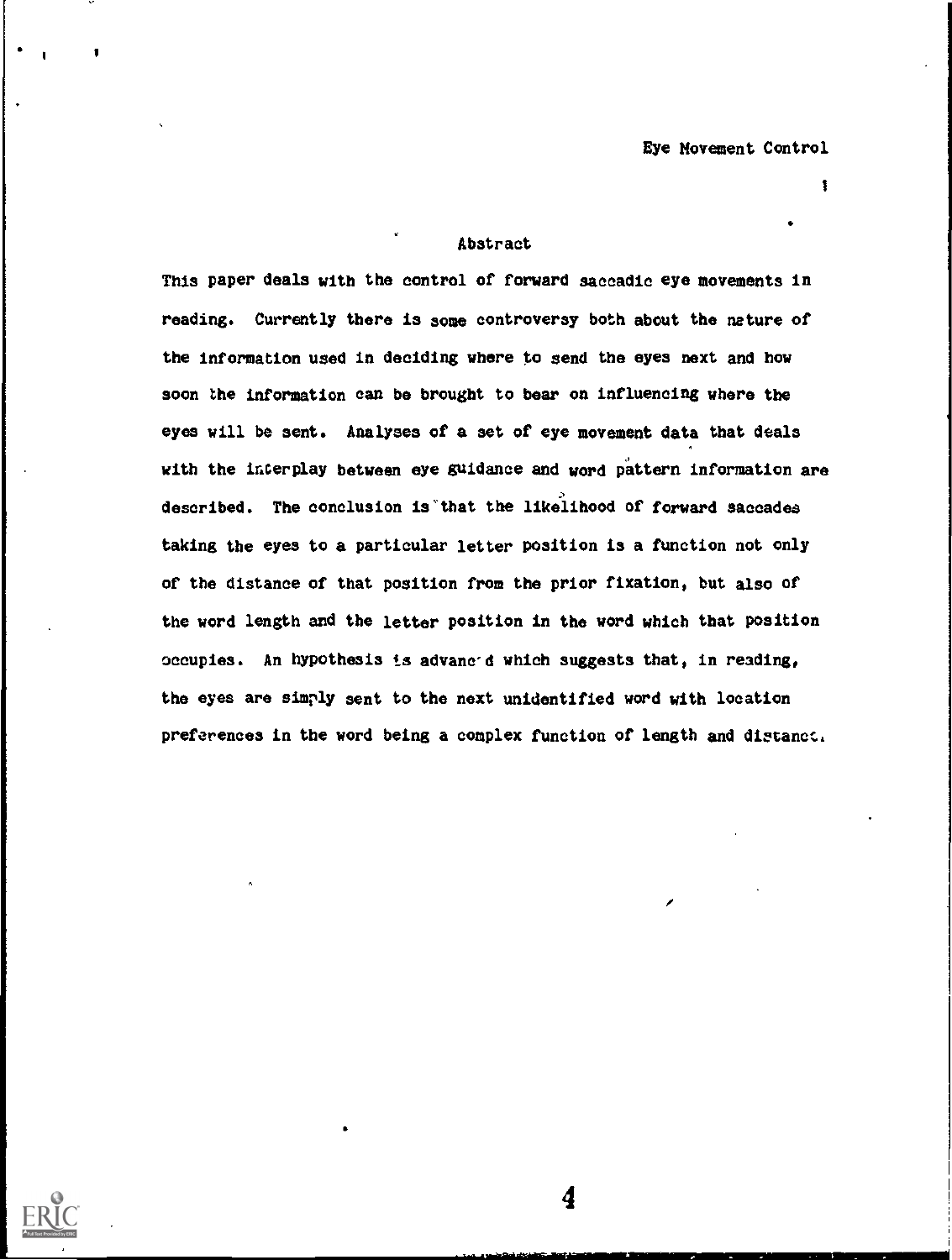## Abstract

This paper deals with the control of forward saccadic eye movements in reading. Currently there is some controversy both about the nature of the information used in deciding where to send the eyes next and how soon the information can be brought to bear on influencing where the eyes will be sent. Analyses of a set of eye movement data that deals with the interplay between eye guidance and word pattern information are described. The conclusion is that the likelihood of forward saccades taking the eyes to a particular letter position is a function not only of the distance of that position from the prior fixation, but also of the word length and the letter position in the word which that position occupies. An hypothesis is advanced which suggests that, in reading, the eyes are simply sent to the next unidentified word with location preferences in the word being a complex function of length and distance.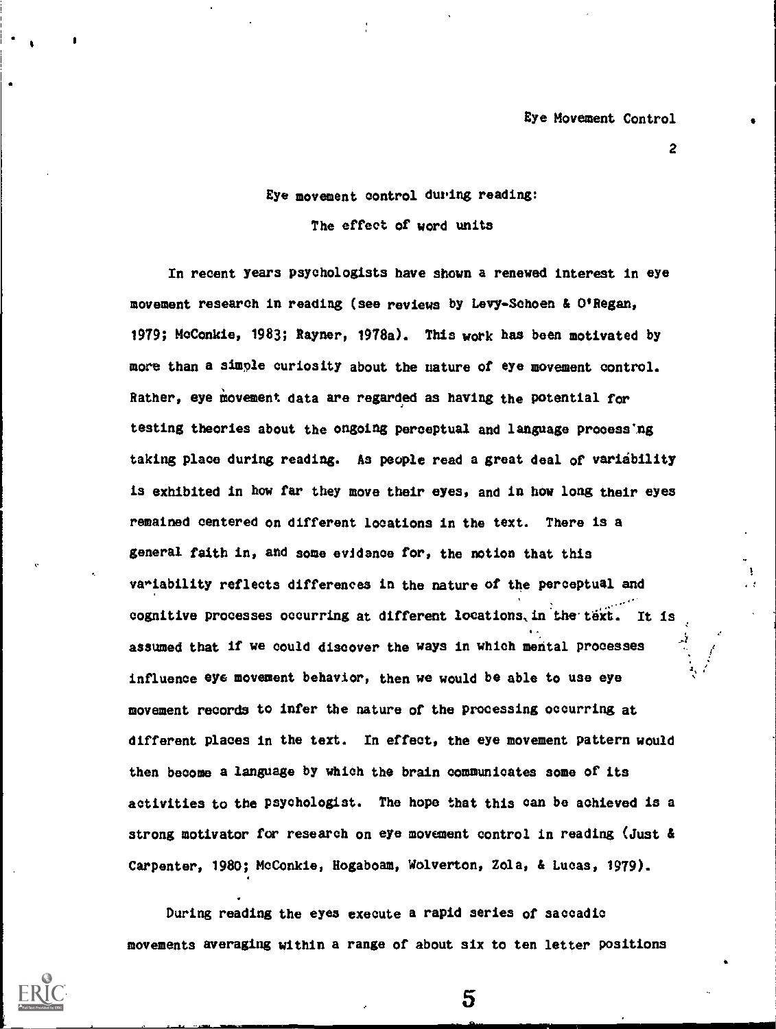# Eye movement control during reading: The effect of word units

In recent years psychologists have shown a renewed interest in eye movement research in reading (see reviews by Levy-Schoen & O'Regan, 1979; McConkie, 1983; Rayner, 1978a). This work has been motivated by more than a simple curiosity about the nature of eye movement control. Rather, eye movement data are regarded as having the potential for testing theories about the ongoing perceptual and language processing taking place during reading. As people read a great deal of variability is exhibited in how far they move their eyes, and in how long their eyes remained centered on different locations in the text. There is a general faith in, and some evidence for, the notion that this variability reflects differences in the nature of the perceptual and cognitive processes occurring at different locations in the text. It is assumed that if we could discover the ways in which mental processes influence eye movement behavior, then we would be able to use eye movement records to infer the nature of the processing occurring at different places in the text. In effect, the eye movement pattern would then become a language by which the brain communicates some of its activities to the psychologist. The hope that this can be achieved is a strong motivator for research on eye movement control in reading (Just & Carpenter, 1980; McConkie, Hogaboam, Wolverton, Zola, & Lucas, 1979).

During reading the eyes execute a rapid series of saccadic movements averaging within a range of about six to ten letter positions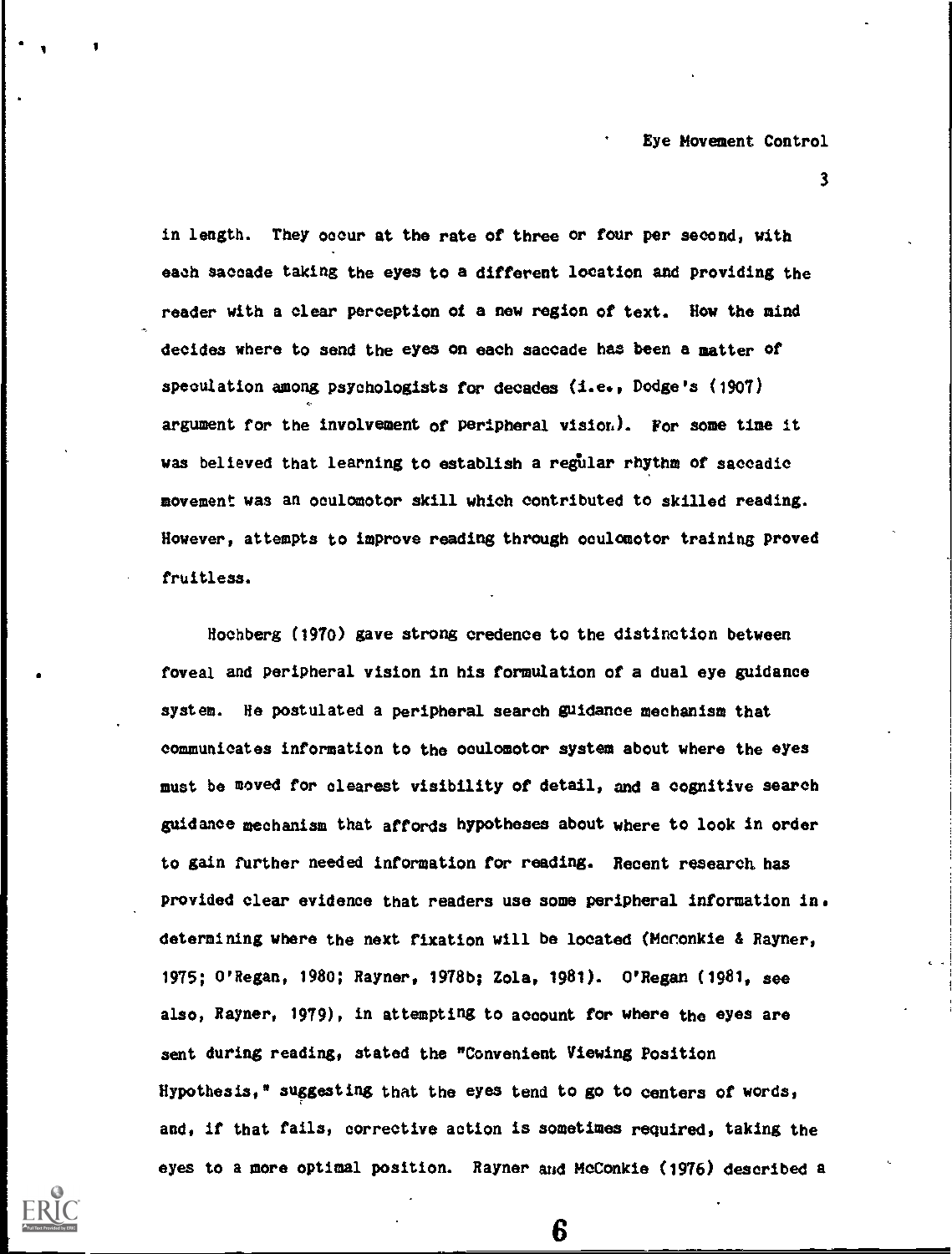in length. They occur at the rate of three or four per second, with each saccade taking the eyes to a different location and providing the reader with a clear perception of a new region of text. How the mind decides where to send the eyes on each saccade has been a matter of speculation among psychologists for decades (i.e., Dodge's (1907) argument for the involvement of peripheral vision). For some time it was believed that learning to establish a regular rhythm of saccadic movement was an oculomotor skill which contributed to skilled reading. However, attempts to improve reading through oculomotor training proved fruitless.

Hochberg (1970) gave strong credence to the distinction between foveal and peripheral vision in his formulation of a dual eye guidance system. He postulated a peripheral search guidance mechanism that communicates information to the oculomotor system about where the eyes must be moved for clearest visibility of detail, and a cognitive search guidance mechanism that affords hypotheses about where to look in order to gain further needed information for reading. Recent research has provided clear evidence that readers use some peripheral information in determining where the next fixation will be located (McConkie & Rayner, 1975; O'Regan, 1980; Rayner, 1978b; Zola, 1981). O'Regan (1981, see also, Rayner, 1979), in attempting to account for where the eyes are sent during reading, stated the "Convenient Viewing Position Hypothesis," suggesting that the eyes tend to go to centers of words, and, if that fails, corrective action is sometimes required, taking the eyes to a more optimal position. Rayner and McConkie (1976) described a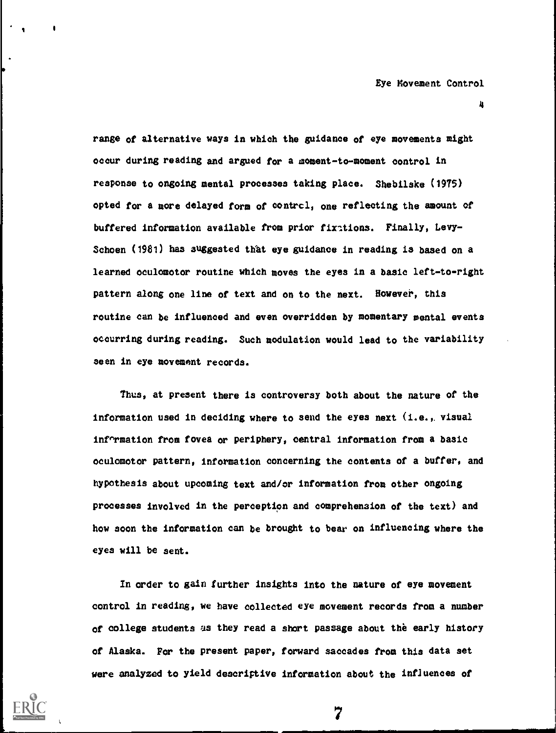range of alternative ways in which the guidance of eye movements might occur during reading and argued for a moment-to-moment control in response to ongoing mental processes taking place. Shebilske (1975) opted for a more delayed form of control, one reflecting the amount of buffered information available from prior fixations. Finally, Levy-Schoen (1981) has suggested that eye guidance in reading is based on a learned oculomotor routine which moves the eyes in a basic left-to-right pattern along one line of text and on to the next. However, this routine can be influenced and even overridden by momentary mental events occurring during reading. Such modulation would lead to the variability seen in eye movement records.

Thus, at present there is controversy both about the nature of the information used in deciding where to send the eyes next (i.e., visual information from fovea or periphery, central information from a basic oculomotor pattern, information concerning the contents of a buffer, and hypothesis about upcoming text and/or information from other ongoing processes involved in the perception and comprehension of the text) and how soon the information can be brought to bear on influencing where the eyes will be sent.

In order to gain further insights into the nature of eye movement control in reading, we have collected eye movement records from a number of college students as they read a short passage about the early history of Alaska. For the present paper, forward saccades from this data set were analyzed to yield descriptive information about the influences of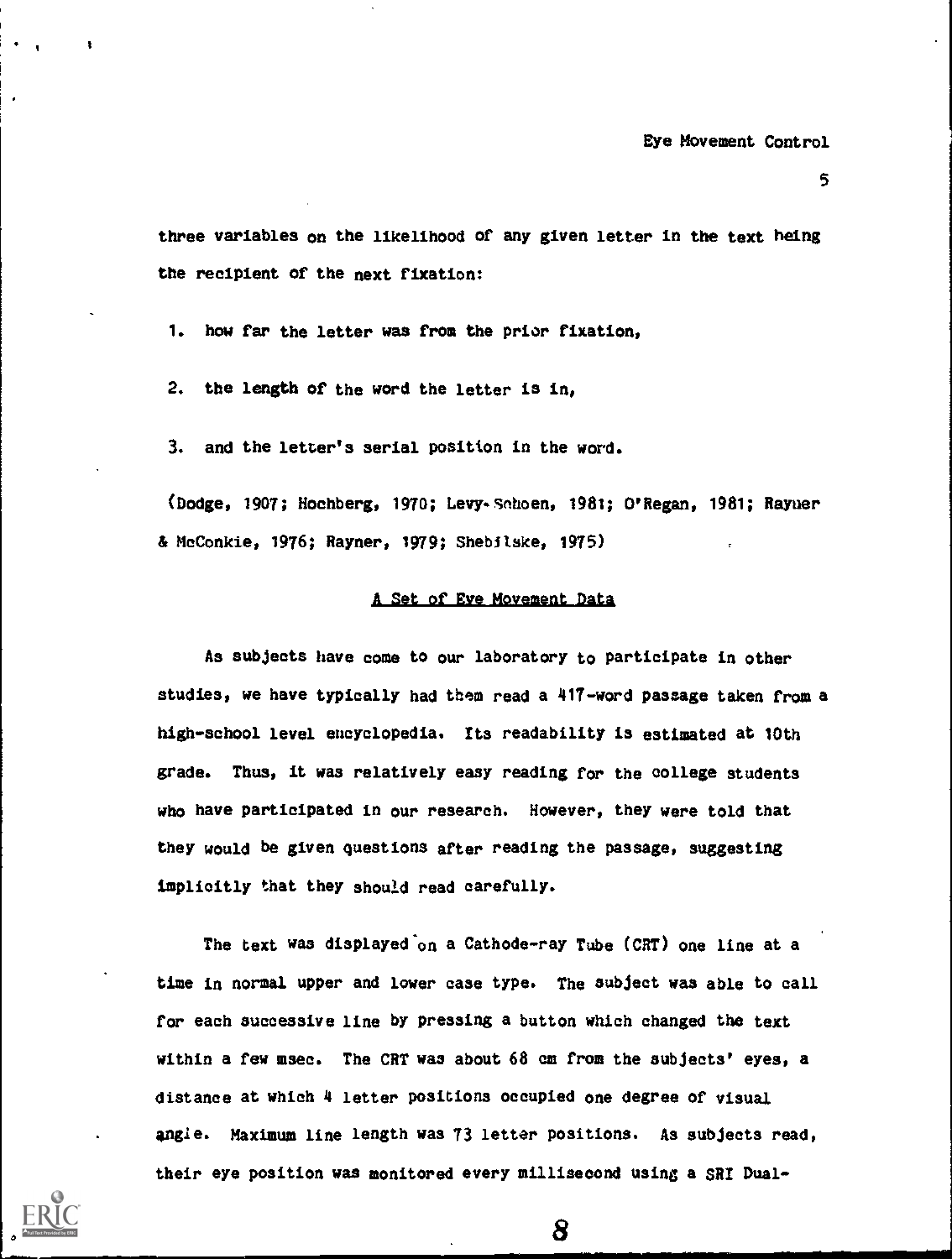three variables on the likelihood of any given letter in the text being the recipient of the next fixation:

1. how far the letter was from the prior fixation,

2. the length of the word the letter is in,

3. and the letter's serial position in the word.

(Dodge, 1907; Hochberg, 1970; Levy-Schoen, 1981; O'Regan, 1981; Rayner & McConkie, 1976; Rayner, 1979; Shebilske, 1975)

## A Set of Eye Movement Data

As subjects have come to our laboratory to participate in other studies, we have typically had them read a 417-word passage taken from a high-school level encyclopedia. Its readability is estimated at 10th grade. Thus, it was relatively easy reading for the college students who have participated in our research. However, they were told that they would be given questions after reading the passage, suggesting implicitly that they should read carefully.

The text was displayed on a Cathode-ray Tube (CRT) one line at a time in normal upper and lower case type. The subject was able to call for each successive line by pressing a button which changed the text within a few msec. The CRT was about 68 cm from the subjects' eyes, a distance at which 4 letter positions occupied one degree of visual angle. Maximum line length was 73 letter positions. As subjects read, their eye position was monitored every millisecond using a SRI Dual-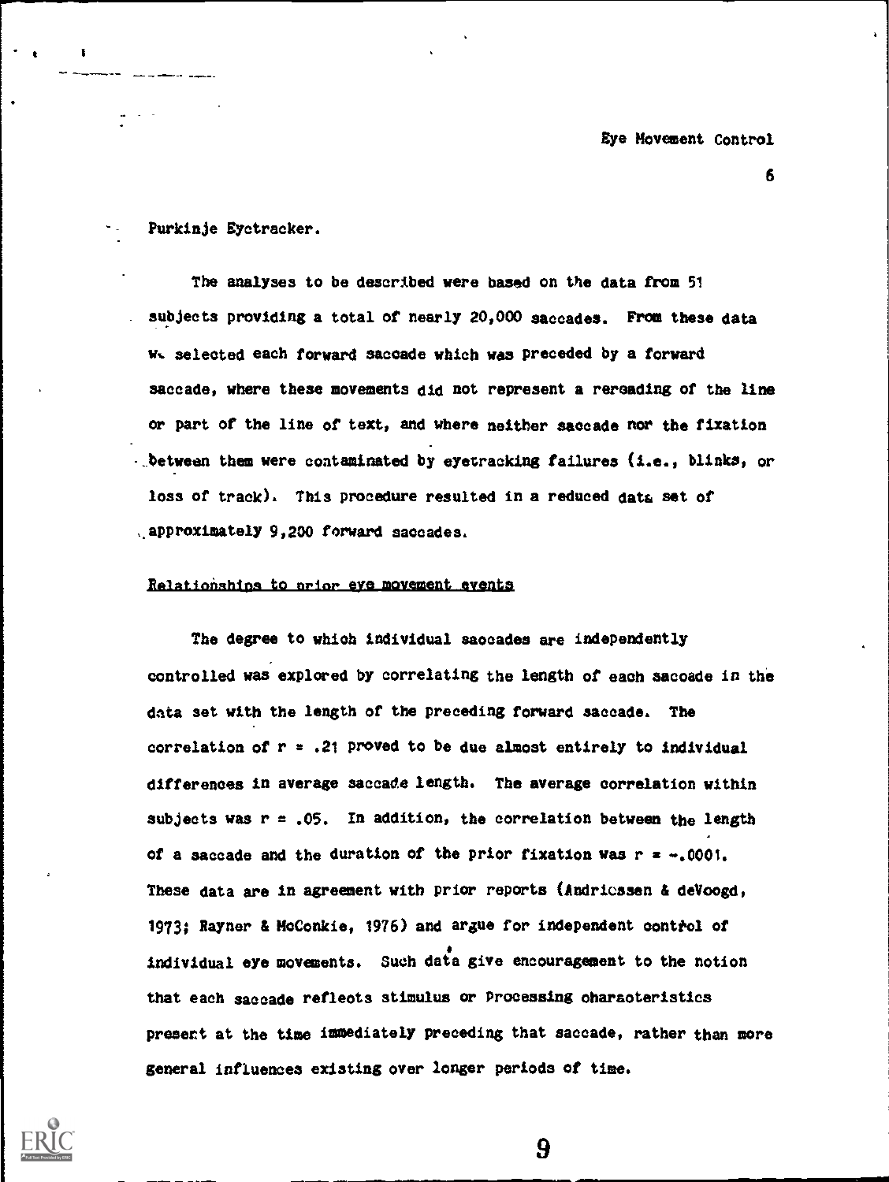Purkinje Eyetracker.

The analyses to be described were based on the data from 51 subjects providing a total of nearly 20,000 saccades. From these data we selected each forward saccade which was preceded by a forward saccade, where these movements did not represent a rereading of the line or part of the line of text, and where neither saccade nor the fixation between them were contaminated by eyetracking failures (i.e., blinks, or loss of track). This procedure resulted in a reduced data set of approximately 9,200 forward saccades.

Relationships to prior eye movement events

The degree to which individual saccades are independently controlled was explored by correlating the length of each saccade in the data set with the length of the preceding forward saccade. The correlation of $r = .21$ proved to be due almost entirely to individual differences in average saccade length. The average correlation within subjects was $r = .05$. In addition, the correlation between the length of a saccade and the duration of the prior fixation was $r = -.0001$. These data are in agreement with prior reports (Andriessen & deVoogd, 1973; Rayner & McConkie, 1976) and argue for independent control of individual eye movements. Such data give encouragement to the notion that each saccade reflects stimulus or processing characteristics present at the time immediately preceding that saccade, rather than more general influences existing over longer periods of time.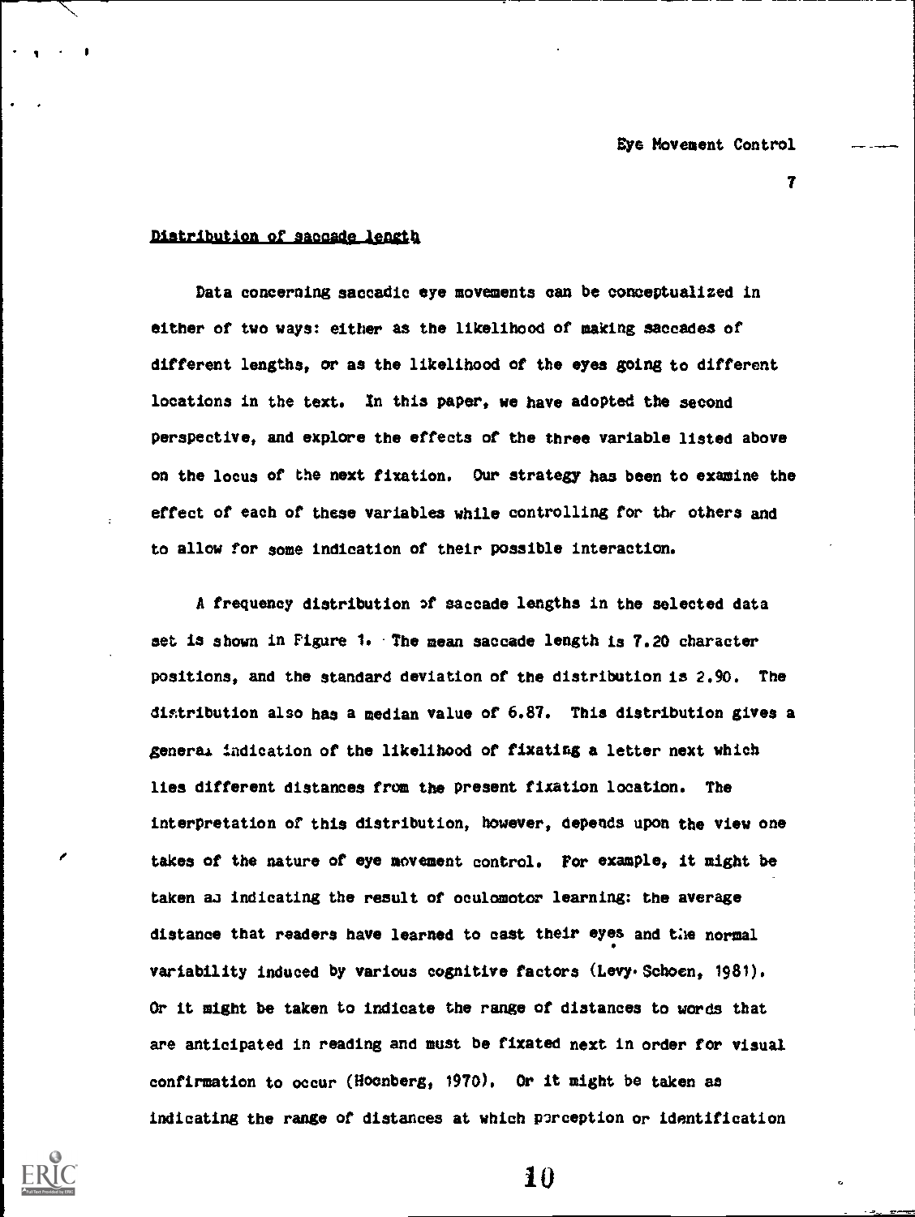## Distribution of saccade length

Data concerning saccadic eye movements can be conceptualized in either of two ways: either as the likelihood of making saccades of different lengths, or as the likelihood of the eyes going to different locations in the text. In this paper, we have adopted the second perspective, and explore the effects of the three variable listed above on the locus of the next fixation. Our strategy has been to examine the effect of each of these variables while controlling for the others and to allow for some indication of their possible interaction.

A frequency distribution of saccade lengths in the selected data set is shown in Figure 1. The mean saccade length is 7.20 character positions, and the standard deviation of the distribution is 2.90. The distribution also has a median value of 6.87. This distribution gives a general indication of the likelihood of fixating a letter next which lies different distances from the present fixation location. The interpretation of this distribution, however, depends upon the view one takes of the nature of eye movement control. For example, it might be taken as indicating the result of oculomotor learning: the average distance that readers have learned to cast their eyes and the normal variability induced by various cognitive factors (Levy-Schoen, 1981). Or it might be taken to indicate the range of distances to words that are anticipated in reading and must be fixated next in order for visual confirmation to occur (Hochberg, 1970). Or it might be taken as indicating the range of distances at which perception or identification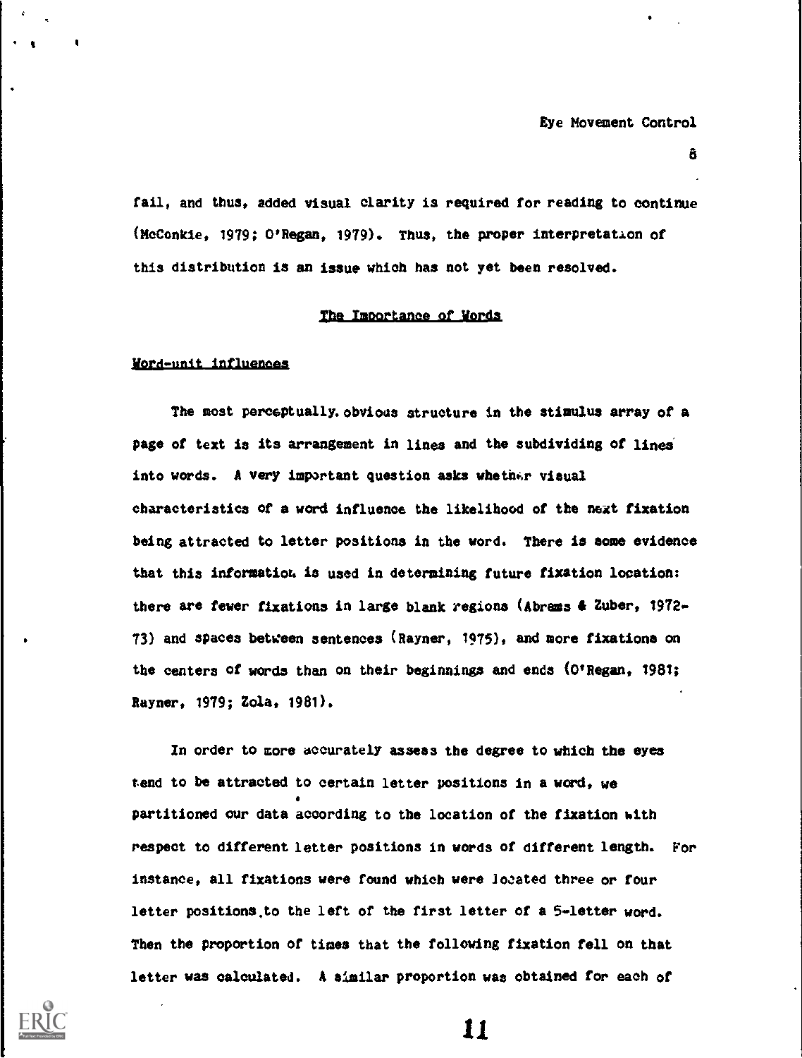fail, and thus, added visual clarity is required for reading to continue (McConkie, 1979; O'Regan, 1979). Thus, the proper interpretation of this distribution is an issue which has not yet been resolved.

## The Importance of Words

### Word-unit influences

The most perceptually obvious structure in the stimulus array of a page of text is its arrangement in lines and the subdividing of lines into words. A very important question asks whether visual characteristics of a word influence the likelihood of the next fixation being attracted to letter positions in the word. There is some evidence that this information is used in determining future fixation location: there are fewer fixations in large blank regions (Abrams & Zuber, 1972-73) and spaces between sentences (Rayner, 1975), and more fixations on the centers of words than on their beginnings and ends (O'Regan, 1981; Rayner, 1979; Zola, 1981).

In order to more accurately assess the degree to which the eyes tend to be attracted to certain letter positions in a word, we partitioned our data according to the location of the fixation with respect to different letter positions in words of different length. For instance, all fixations were found which were located three or four letter positions to the left of the first letter of a 5-letter word. Then the proportion of times that the following fixation fell on that letter was calculated. A similar proportion was obtained for each of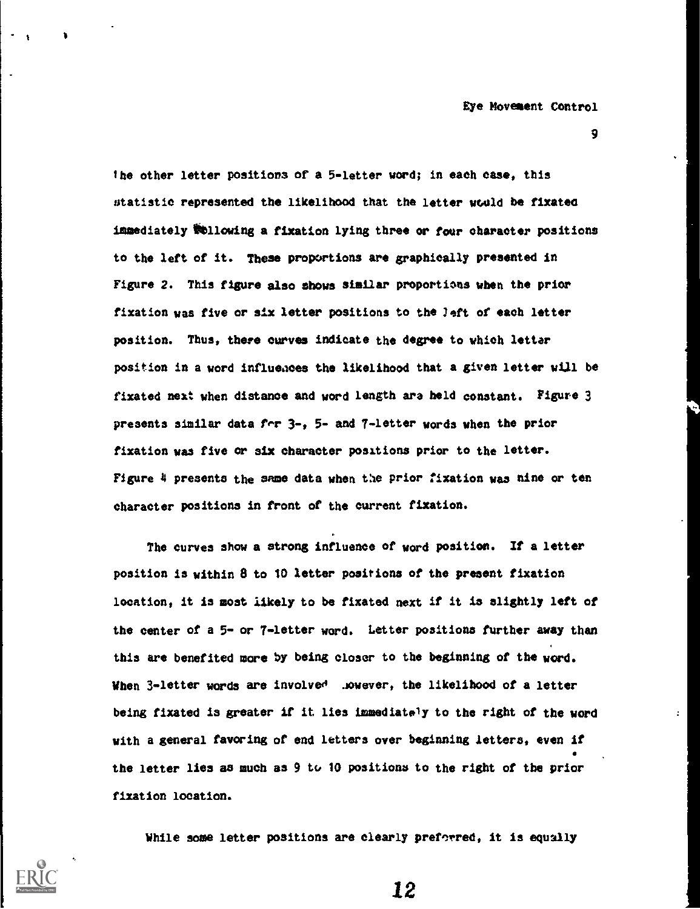the other letter positions of a 5-letter word; in each case, this statistic represented the likelihood that the letter would be fixated immediately following a fixation lying three or four character positions to the left of it. These proportions are graphically presented in Figure 2. This figure also shows similar proportions when the prior fixation was five or six letter positions to the left of each letter position. Thus, there curves indicate the degree to which letter position in a word influences the likelihood that a given letter will be fixated next when distance and word length are held constant. Figure 3 presents similar data for 3-, 5- and 7-letter words when the prior fixation was five or six character positions prior to the letter. Figure 4 presents the same data when the prior fixation was nine or ten character positions in front of the current fixation.

The curves show a strong influence of word position. If a letter position is within 8 to 10 letter positions of the present fixation location, it is most likely to be fixated next if it is slightly left of the center of a 5- or 7-letter word. Letter positions further away than this are benefited more by being closer to the beginning of the word. When 3-letter words are involved however, the likelihood of a letter being fixated is greater if it lies immediately to the right of the word with a general favoring of end letters over beginning letters, even if the letter lies as much as 9 to 10 positions to the right of the prior fixation location.

While some letter positions are clearly preferred, it is equally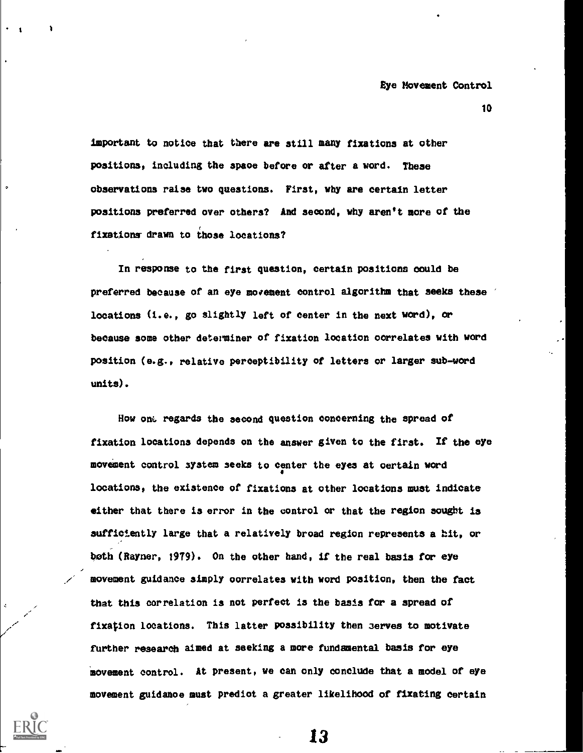important to notice that there are still many fixations at other positions, including the space before or after a word. These observations raise two questions. First, why are certain letter positions preferred over others? And second, why aren't more of the fixations drawn to those locations?

In response to the first question, certain positions could be preferred because of an eye movement control algorithm that seeks these locations (i.e., go slightly left of center in the next word), or because some other determiner of fixation location correlates with word position (e.g., relative perceptibility of letters or larger sub-word units).

How one regards the second question concerning the spread of fixation locations depends on the answer given to the first. If the eye movement control system seeks to center the eyes at certain word locations, the existence of fixations at other locations must indicate either that there is error in the control or that the region sought is sufficiently large that a relatively broad region represents a hit, or both (Rayner, 1979). On the other hand, if the real basis for eye movement guidance simply correlates with word position, then the fact that this correlation is not perfect is the basis for a spread of fixation locations. This latter possibility then serves to motivate further research aimed at seeking a more fundamental basis for eye movement control. At present, we can only conclude that a model of eye movement guidance must predict a greater likelihood of fixating certain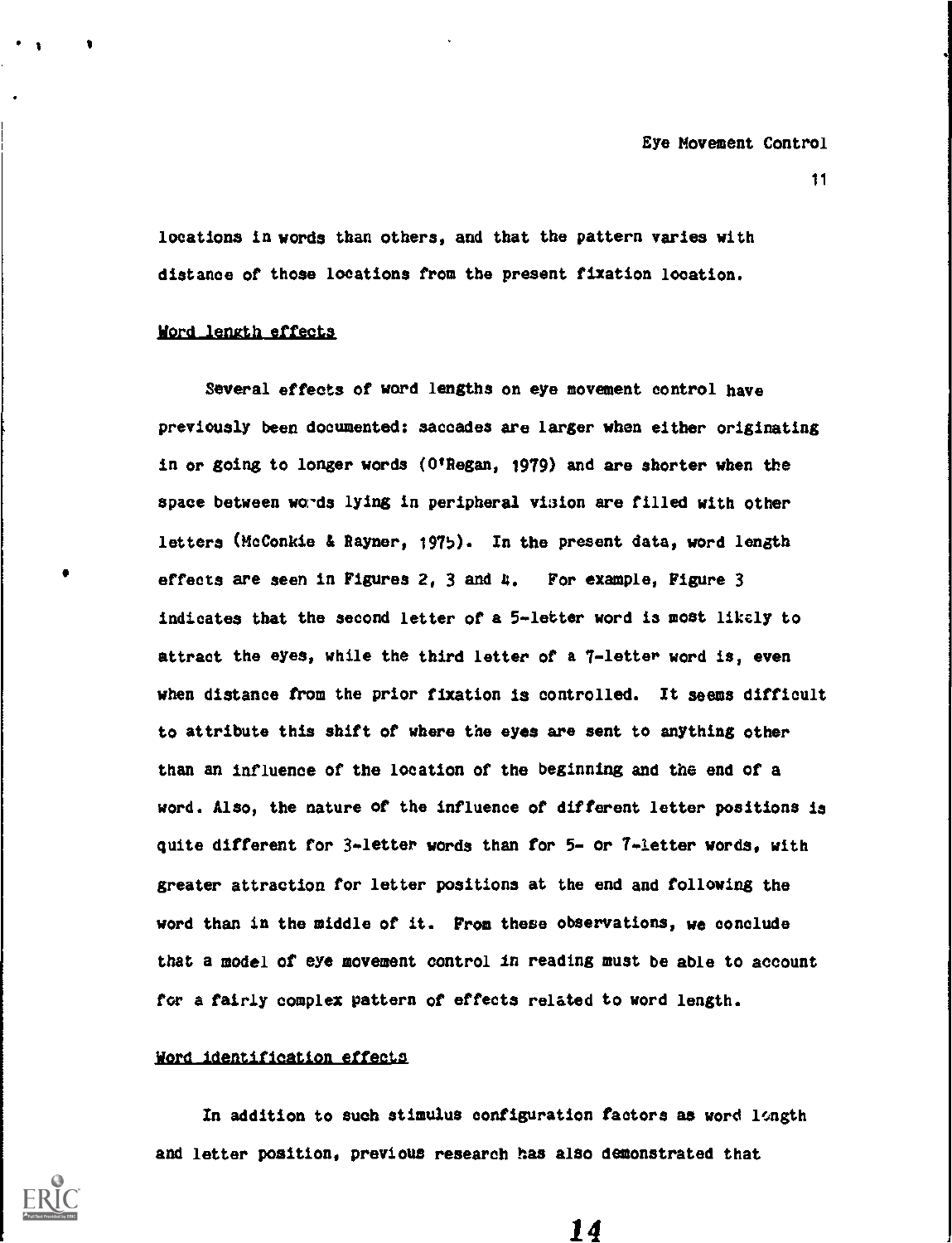locations in words than others, and that the pattern varies with distance of those locations from the present fixation location.

### Word length effects

Several effects of word lengths on eye movement control have previously been documented: saccades are larger when either originating in or going to longer words (O'Regan, 1979) and are shorter when the space between words lying in peripheral vision are filled with other letters (McConkie & Rayner, 1975). In the present data, word length effects are seen in Figures 2, 3 and 4. For example, Figure 3 indicates that the second letter of a 5-letter word is most likely to attract the eyes, while the third letter of a 7-letter word is, even when distance from the prior fixation is controlled. It seems difficult to attribute this shift of where the eyes are sent to anything other than an influence of the location of the beginning and the end of a word. Also, the nature of the influence of different letter positions is quite different for 3-letter words than for 5- or 7-letter words, with greater attraction for letter positions at the end and following the word than in the middle of it. From these observations, we conclude that a model of eye movement control in reading must be able to account for a fairly complex pattern of effects related to word length.

### Word identification effects

In addition to such stimulus configuration factors as word length and letter position, previous research has also demonstrated that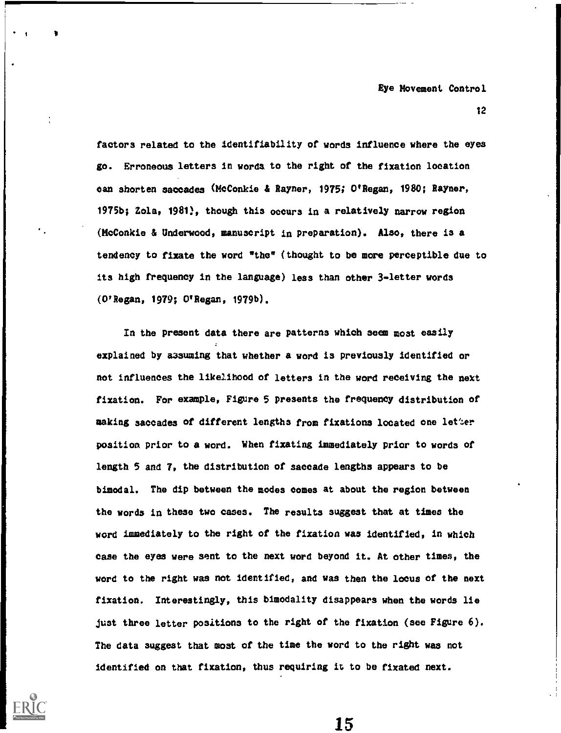factors related to the identifiability of words influence where the eyes go. Erroneous letters in words to the right of the fixation location can shorten saccades (McConkie & Rayner, 1975; O'Regan, 1980; Rayner, 1975b; Zola, 1981), though this occurs in a relatively narrow region (McConkie & Underwood, manuscript in preparation). Also, there is a tendency to fixate the word "the" (thought to be more perceptible due to its high frequency in the language) less than other 3-letter words (O'Regan, 1979; O'Regan, 1979b).

In the present data there are patterns which seem most easily explained by assuming that whether a word is previously identified or not influences the likelihood of letters in the word receiving the next fixation. For example, Figure 5 presents the frequency distribution of making saccades of different lengths from fixations located one letter position prior to a word. When fixating immediately prior to words of length 5 and 7, the distribution of saccade lengths appears to be bimodal. The dip between the modes comes at about the region between the words in these two cases. The results suggest that at times the word immediately to the right of the fixation was identified, in which case the eyes were sent to the next word beyond it. At other times, the word to the right was not identified, and was then the locus of the next fixation. Interestingly, this bimodality disappears when the words lie just three letter positions to the right of the fixation (see Figure 6). The data suggest that most of the time the word to the right was not identified on that fixation, thus requiring it to be fixated next.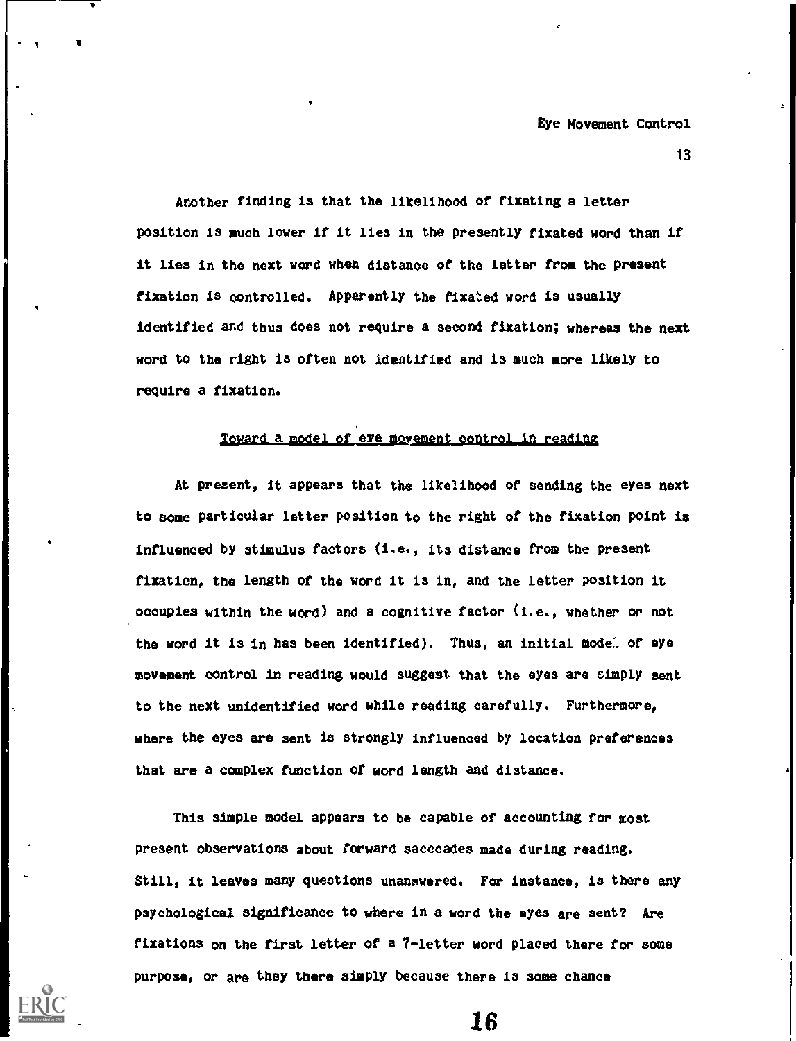Another finding is that the likelihood of fixating a letter position is much lower if it lies in the presently fixated word than if it lies in the next word when distance of the letter from the present fixation is controlled. Apparently the fixated word is usually identified and thus does not require a second fixation; whereas the next word to the right is often not identified and is much more likely to require a fixation.

## Toward a model of eye movement control in reading

At present, it appears that the likelihood of sending the eyes next to some particular letter position to the right of the fixation point is influenced by stimulus factors (i.e., its distance from the present fixation, the length of the word it is in, and the letter position it occupies within the word) and a cognitive factor (i.e., whether or not the word it is in has been identified). Thus, an initial model of eye movement control in reading would suggest that the eyes are simply sent to the next unidentified word while reading carefully. Furthermore, where the eyes are sent is strongly influenced by location preferences that are a complex function of word length and distance.

This simple model appears to be capable of accounting for most present observations about forward saccades made during reading. Still, it leaves many questions unanswered. For instance, is there any psychological significance to where in a word the eyes are sent? Are fixations on the first letter of a 7-letter word placed there for some purpose, or are they there simply because there is some chance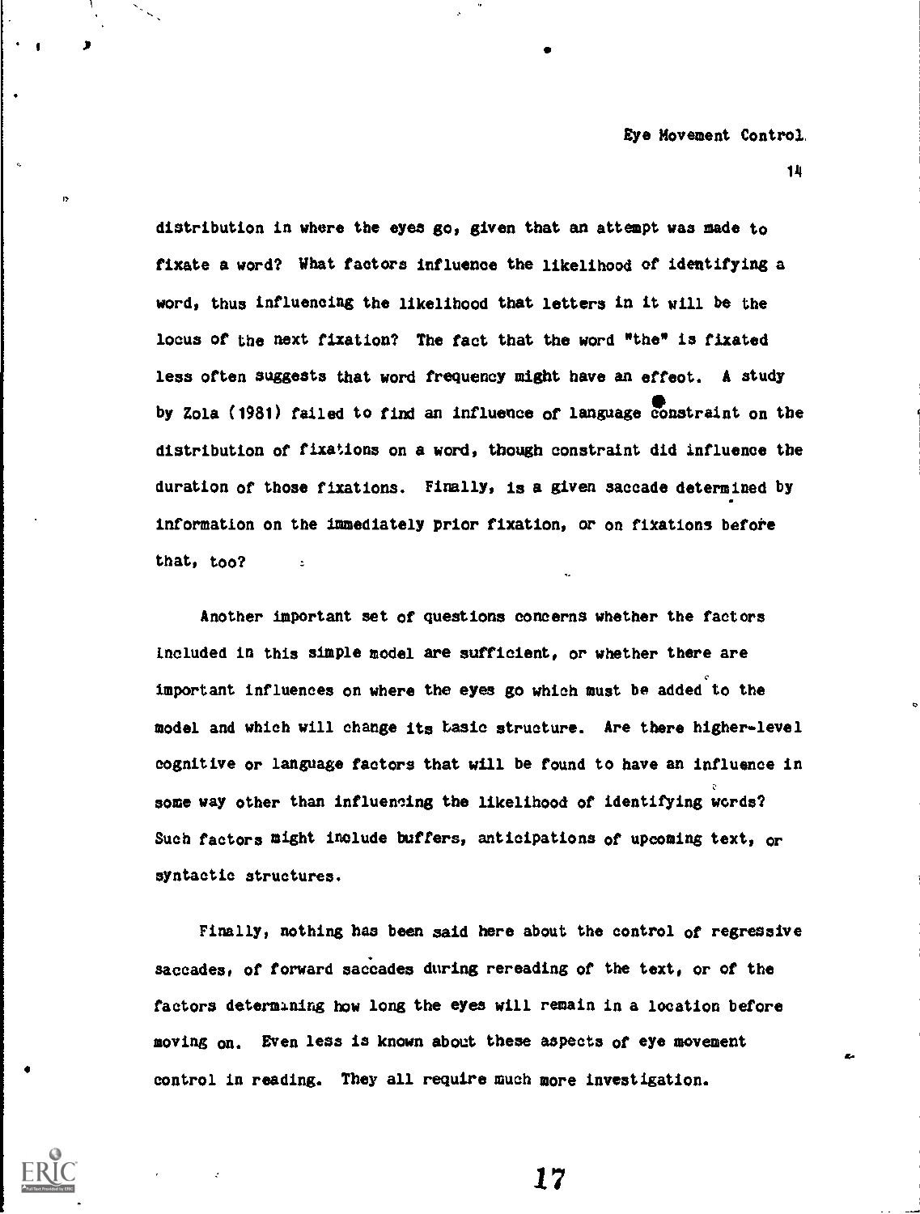distribution in where the eyes go, given that an attempt was made to fixate a word? What factors influence the likelihood of identifying a word, thus influencing the likelihood that letters in it will be the locus of the next fixation? The fact that the word "the" is fixated less often suggests that word frequency might have an effect. A study by Zola (1981) failed to find an influence of language constraint on the distribution of fixations on a word, though constraint did influence the duration of those fixations. Finally, is a given saccade determined by information on the immediately prior fixation, or on fixations before that, too?

Another important set of questions concerns whether the factors included in this simple model are sufficient, or whether there are important influences on where the eyes go which must be added to the model and which will change its basic structure. Are there higher-level cognitive or language factors that will be found to have an influence in some way other than influencing the likelihood of identifying words? Such factors might include buffers, anticipations of upcoming text, or syntactic structures.

Finally, nothing has been said here about the control of regressive saccades, of forward saccades during rereading of the text, or of the factors determining how long the eyes will remain in a location before moving on. Even less is known about these aspects of eye movement control in reading. They all require much more investigation.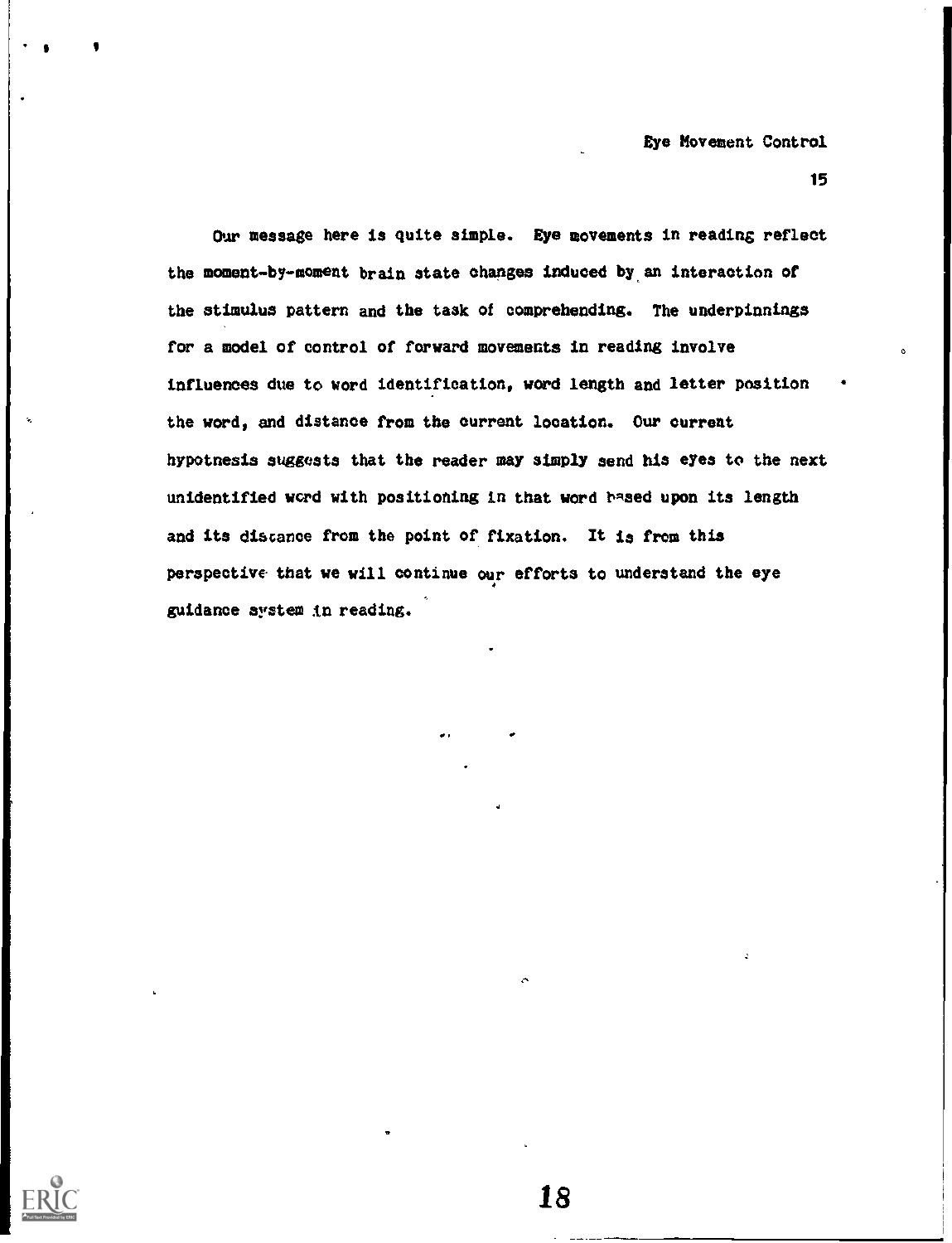Our message here is quite simple. Eye movements in reading reflect the moment-by-moment brain state changes induced by an interaction of the stimulus pattern and the task of comprehending. The underpinnings for a model of control of forward movements in reading involve influences due to word identification, word length and letter position the word, and distance from the current location. Our current hypotnesis suggests that the reader may simply send his eyes to the next unidentified word with positioning in that word based upon its length and its distance from the point of fixation. It is from this perspective that we will continue our efforts to understand the eye guidance system in reading.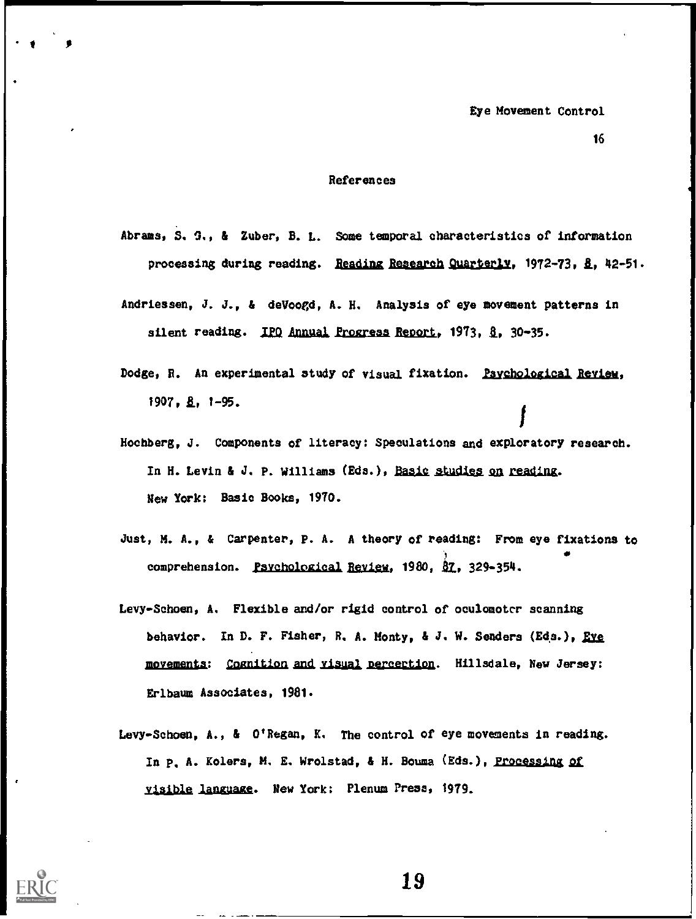## References

Abrams, S. G., & Zuber, B. L. Some temporal characteristics of information processing during reading. *Reading Research Quarterly*, 1972-73, *8*, 42-51.

Andriessen, J. J., & deVoogd, A. H. Analysis of eye movement patterns in silent reading. *IPO Annual Progress Report*, 1973, *8*, 30-35.

Dodge, R. An experimental study of visual fixation. *Psychological Review*, 1907, *8*, 1-95.

Hochberg, J. Components of literacy: Speculations and exploratory research. In H. Levin & J. P. Williams (Eds.), *Basic studies on reading*. New York: Basic Books, 1970.

Just, M. A., & Carpenter, P. A. A theory of reading: From eye fixations to comprehension. *Psychological Review*, 1980, *87*, 329-354.

Levy-Schoen, A. Flexible and/or rigid control of oculomotor scanning behavior. In D. F. Fisher, R. A. Monty, & J. W. Senders (Eds.), *Eye movements: Cognition and visual perception*. Hillsdale, New Jersey: Erlbaum Associates, 1981.

Levy-Schoen, A., & O'Regan, K. The control of eye movements in reading. In P. A. Kolers, M. E. Wrolstad, & H. Bouma (Eds.), *Processing of visible language*. New York: Plenum Press, 1979.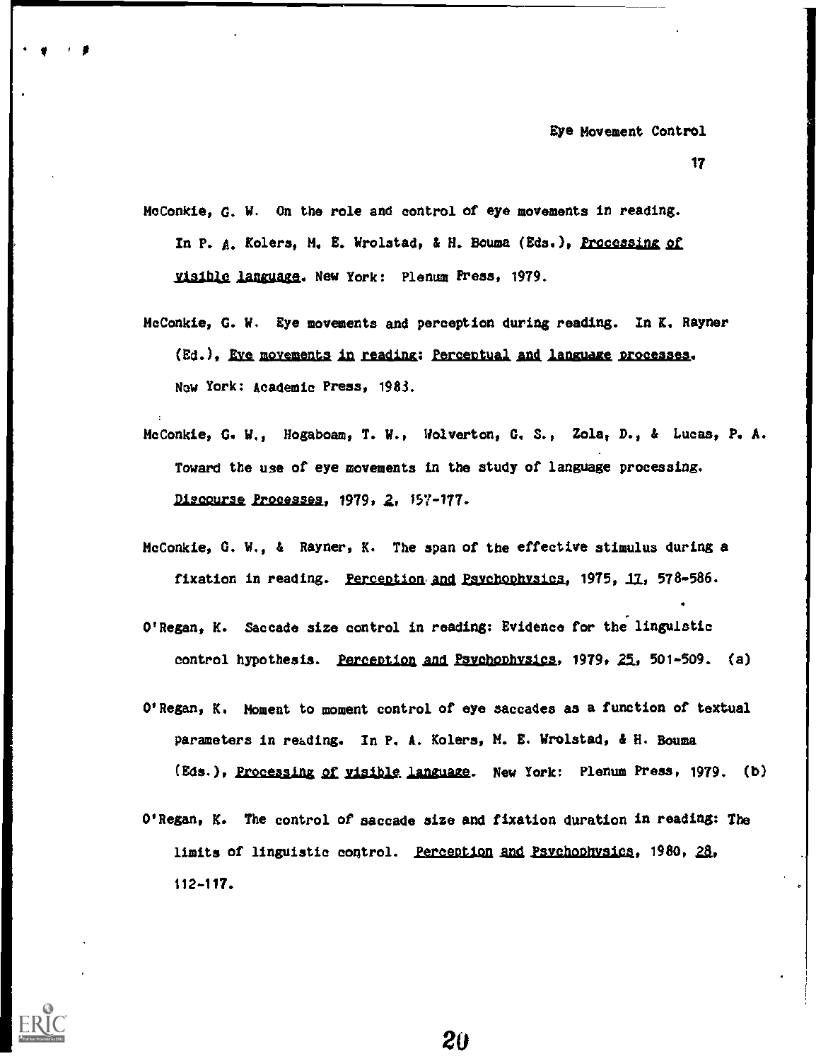McConkie, G. W. On the role and control of eye movements in reading. In P. A. Kolers, M. E. Wrolstad, & H. Bouma (Eds.), *Processing of visible language*. New York: Plenum Press, 1979.

McConkie, G. W. Eye movements and perception during reading. In K. Rayner (Ed.), *Eye movements in reading: Perceptual and language processes*. New York: Academic Press, 1983.

McConkie, G. W., Hogaboam, T. W., Wolverton, G. S., Zola, D., & Lucas, P. A. Toward the use of eye movements in the study of language processing. *Discourse Processes*, 1979, *2*, 157-177.

McConkie, G. W., & Rayner, K. The span of the effective stimulus during a fixation in reading. *Perception and Psychophysics*, 1975, *17*, 578-586.

O'Regan, K. Saccade size control in reading: Evidence for the linguistic control hypothesis. *Perception and Psychophysics*, 1979, *25*, 501-509. (a)

O'Regan, K. Moment to moment control of eye saccades as a function of textual parameters in reading. In P. A. Kolers, M. E. Wrolstad, & H. Bouma (Eds.), *Processing of visible language*. New York: Plenum Press, 1979. (b)

O'Regan, K. The control of saccade size and fixation duration in reading: The limits of linguistic control. *Perception and Psychophysics*, 1980, *28*, 112-117.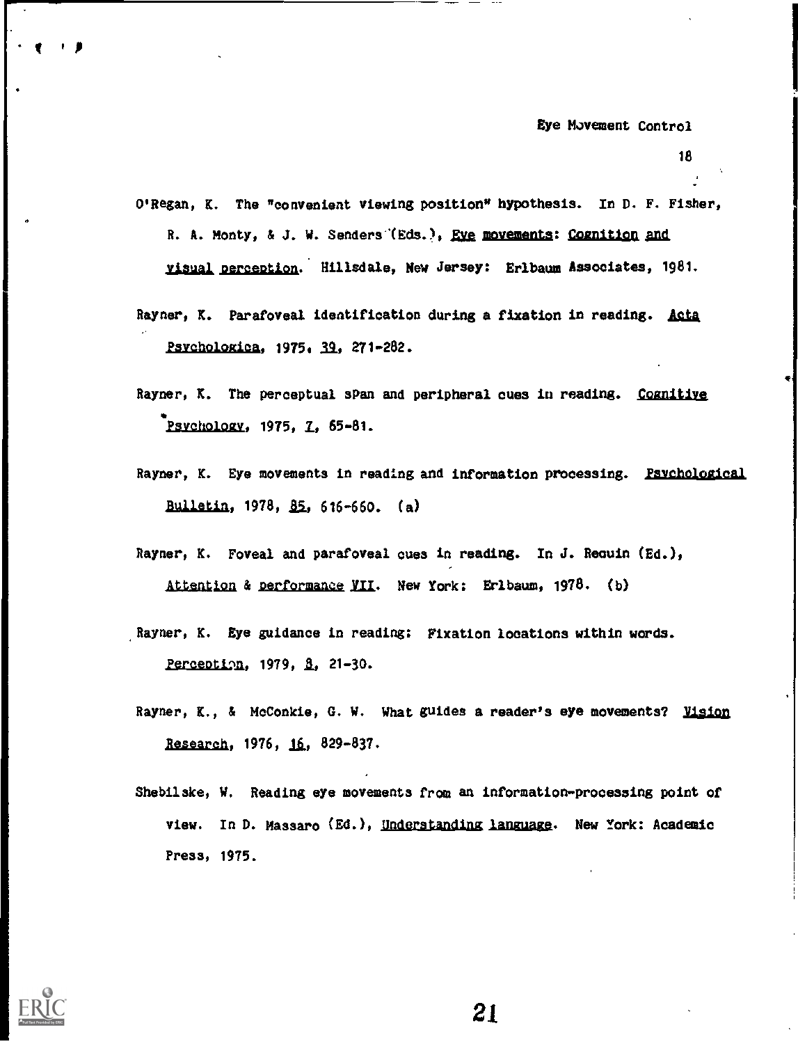O'Regan, K. The "convenient viewing position" hypothesis. In D. F. Fisher, R. A. Monty, & J. W. Senders (Eds.), Eye movements: Cognition and visual perception. Hillsdale, New Jersey: Erlbaum Associates, 1981.

Rayner, K. Parafoveal identification during a fixation in reading. Acta Psychologica, 1975, 39, 271-282.

Rayner, K. The perceptual span and peripheral cues in reading. Cognitive Psychology, 1975, 7, 65-81.

Rayner, K. Eye movements in reading and information processing. Psychological Bulletin, 1978, 85, 616-660. (a)

Rayner, K. Foveal and parafoveal cues in reading. In J. Requin (Ed.), Attention & performance VII. New York: Erlbaum, 1978. (b)

Rayner, K. Eye guidance in reading: Fixation locations within words. Perception, 1979, 8, 21-30.

Rayner, K., & McConkie, G. W. What guides a reader's eye movements? Vision Research, 1976, 16, 829-837.

Shebilske, W. Reading eye movements from an information-processing point of view. In D. Massaro (Ed.), Understanding language. New York: Academic Press, 1975.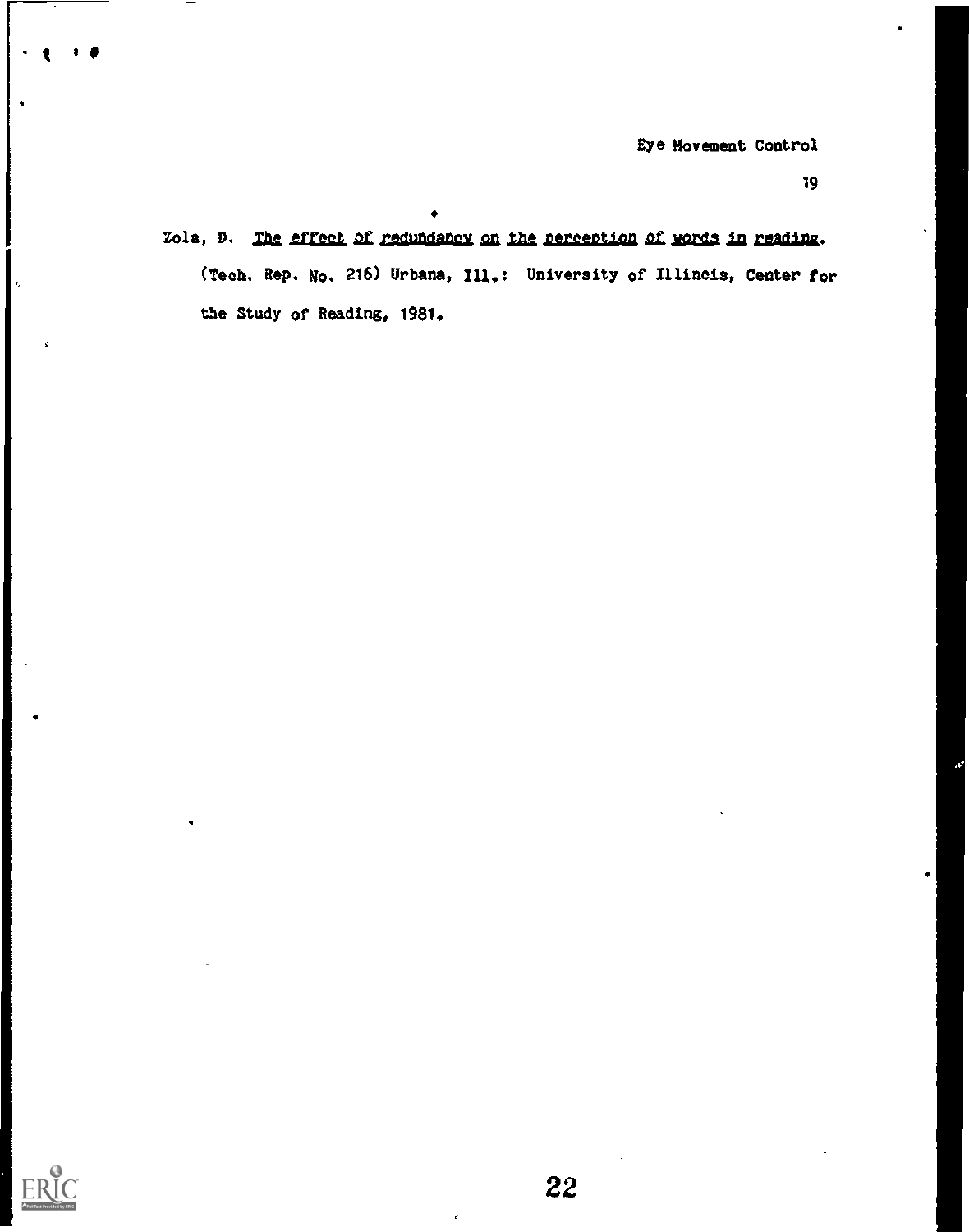Zola, D. *The effect of redundancy on the perception of words in reading.* (Tech. Rep. No. 216) Urbana, Ill.: University of Illinois, Center for the Study of Reading, 1981.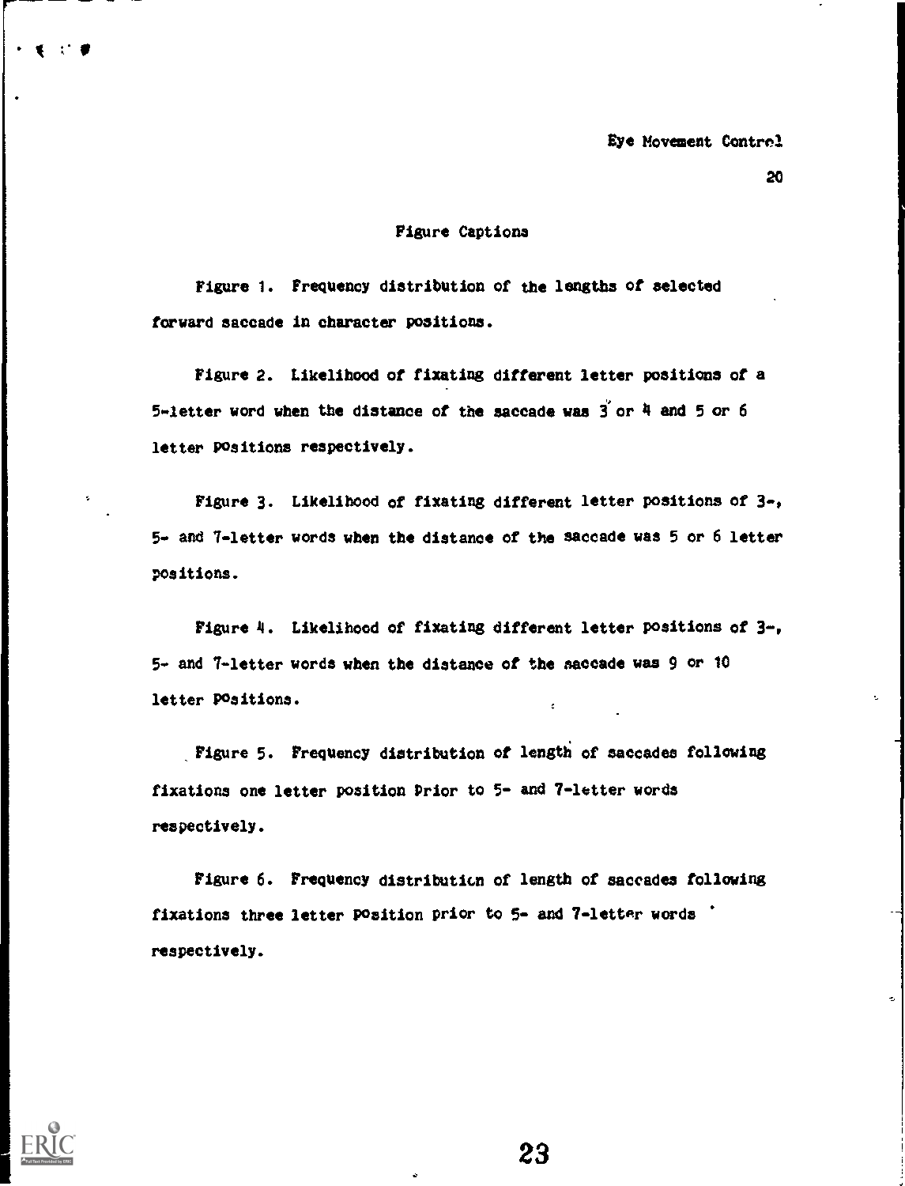## Figure Captions

Figure 1. Frequency distribution of the lengths of selected forward saccade in character positions.

Figure 2. Likelihood of fixating different letter positions of a 5-letter word when the distance of the saccade was 3 or 4 and 5 or 6 letter positions respectively.

Figure 3. Likelihood of fixating different letter positions of 3-, 5- and 7-letter words when the distance of the saccade was 5 or 6 letter positions.

Figure 4. Likelihood of fixating different letter positions of 3-, 5- and 7-letter words when the distance of the saccade was 9 or 10 letter positions.

Figure 5. Frequency distribution of length of saccades following fixations one letter position prior to 5- and 7-letter words respectively.

Figure 6. Frequency distribution of length of saccades following fixations three letter position prior to 5- and 7-letter words respectively.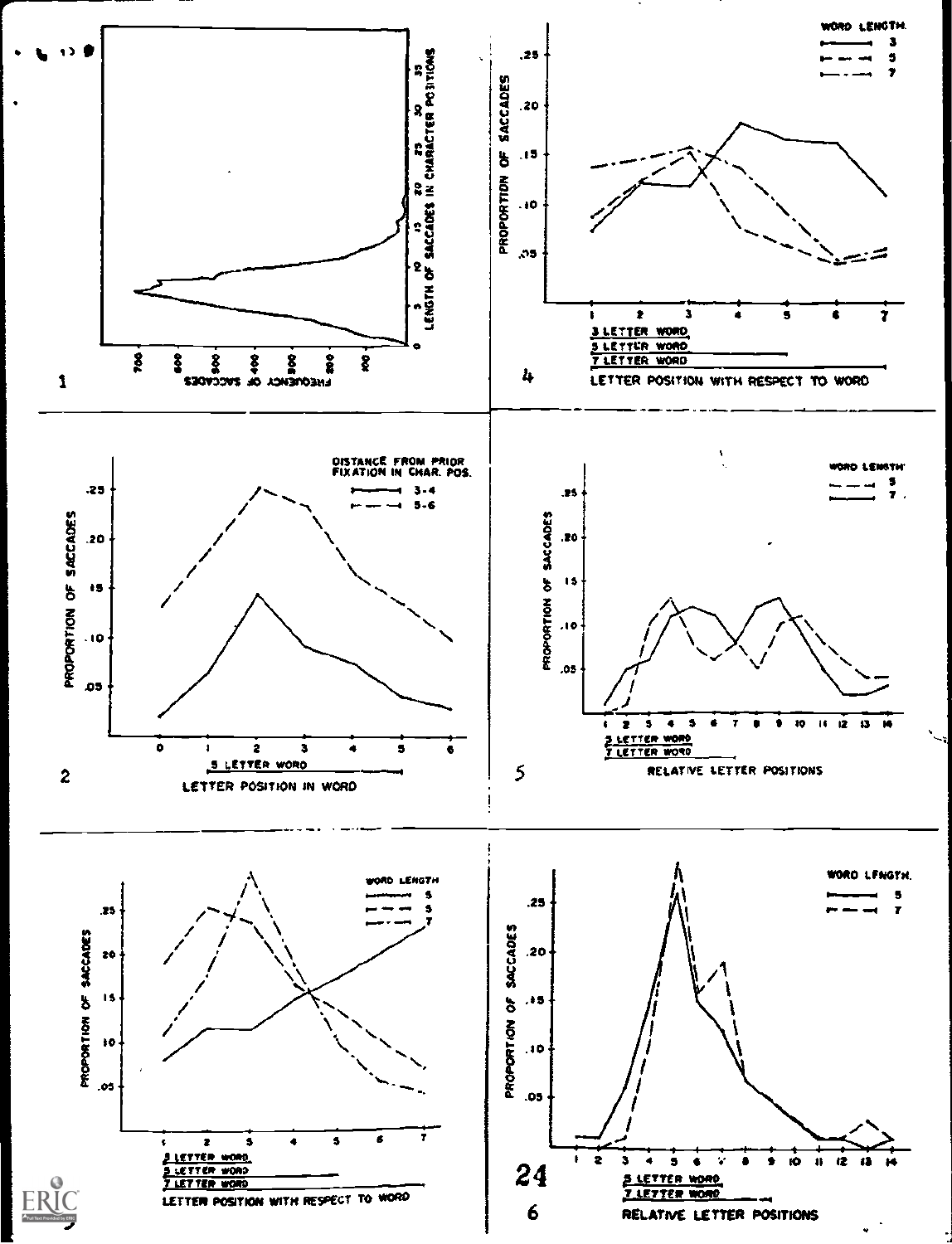FREQUENCY OF SACCADES

700 600 500 400 300 200 100

LENGTH OF SACCADES IN CHARACTER POSITIONS

0 5 10 15 20 25 30 35

1

WORD LENGTH
3
5
7

PROPORTION OF SACCADES

.25 .20 .15 .10 .05

1 2 3 4 5 6 7

3 LETTER WORD
5 LETTER WORD
7 LETTER WORD

LETTER POSITION WITH RESPECT TO WORD

4

DISTANCE FROM PRIOR FIXATION IN CHAR. POS.
3-4
5-6

PROPORTION OF SACCADES

.25 .20 .15 .10 .05

0 1 2 3 4 5 6

5 LETTER WORD

LETTER POSITION IN WORD

2

WORD LENGTH
5
7

PROPORTION OF SACCADES

.25 .20 .15 .10 .05

1 2 3 4 5 6 7 8 9 10 11 12 13 14

5 LETTER WORD
7 LETTER WORD

RELATIVE LETTER POSITIONS

5

WORD LENGTH
3
5
7

PROPORTION OF SACCADES

.25 .20 .15 .10 .05

1 2 3 4 5 6 7

3 LETTER WORD
5 LETTER WORD
7 LETTER WORD

LETTER POSITION WITH RESPECT TO WORD

3

WORD LENGTH
5
7

PROPORTION OF SACCADES

.25 .20 .15 .10 .05

1 2 3 4 5 6 7 8 9 10 11 12 13 14

5 LETTER WORD
7 LETTER WORD

RELATIVE LETTER POSITIONS

6